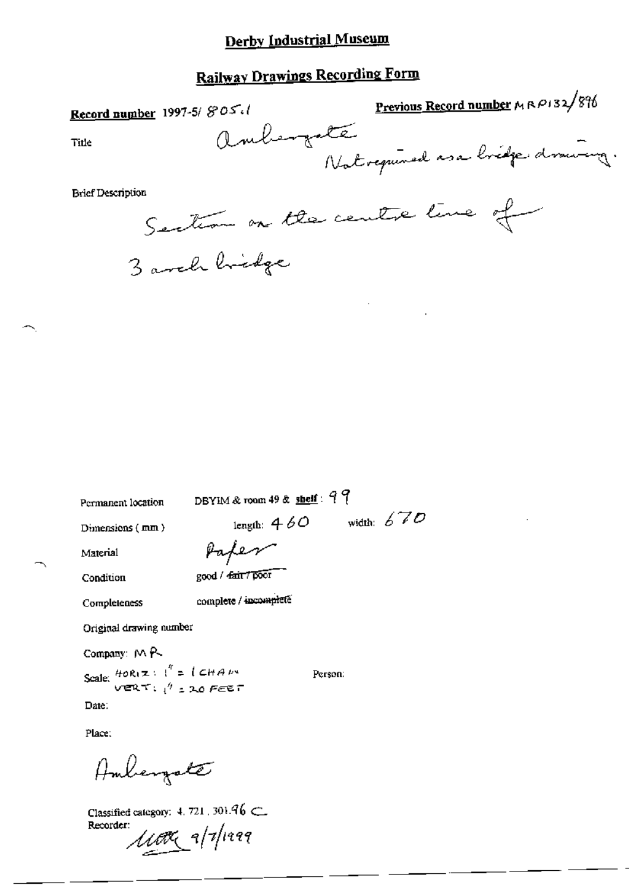# Derby Industrial Museum

## Railway Drawings Recording Form

**Record number** 1997-5/ 805.1

**Previous Record number** MRP132/896

Title: Ambergate

Not required as a bridge drawing.

Brief Description

Section on the centre line of 3 arch bridge

Permanent location: DBYIM & room 49 & **shelf**: 99

Dimensions (mm): length: 460 width: 670

Material: Paper

Condition: good / ~~fair / poor~~

Completeness: complete / ~~incomplete~~

Original drawing number

Company: MR

Scale: HORIZ: 1" = 1 CHAIN
VERT: 1" = 20 FEET

Person:

Date:

Place:

Ambergate

Classified category: 4. 721. 301.96 C

Recorder: MAH 9/7/1999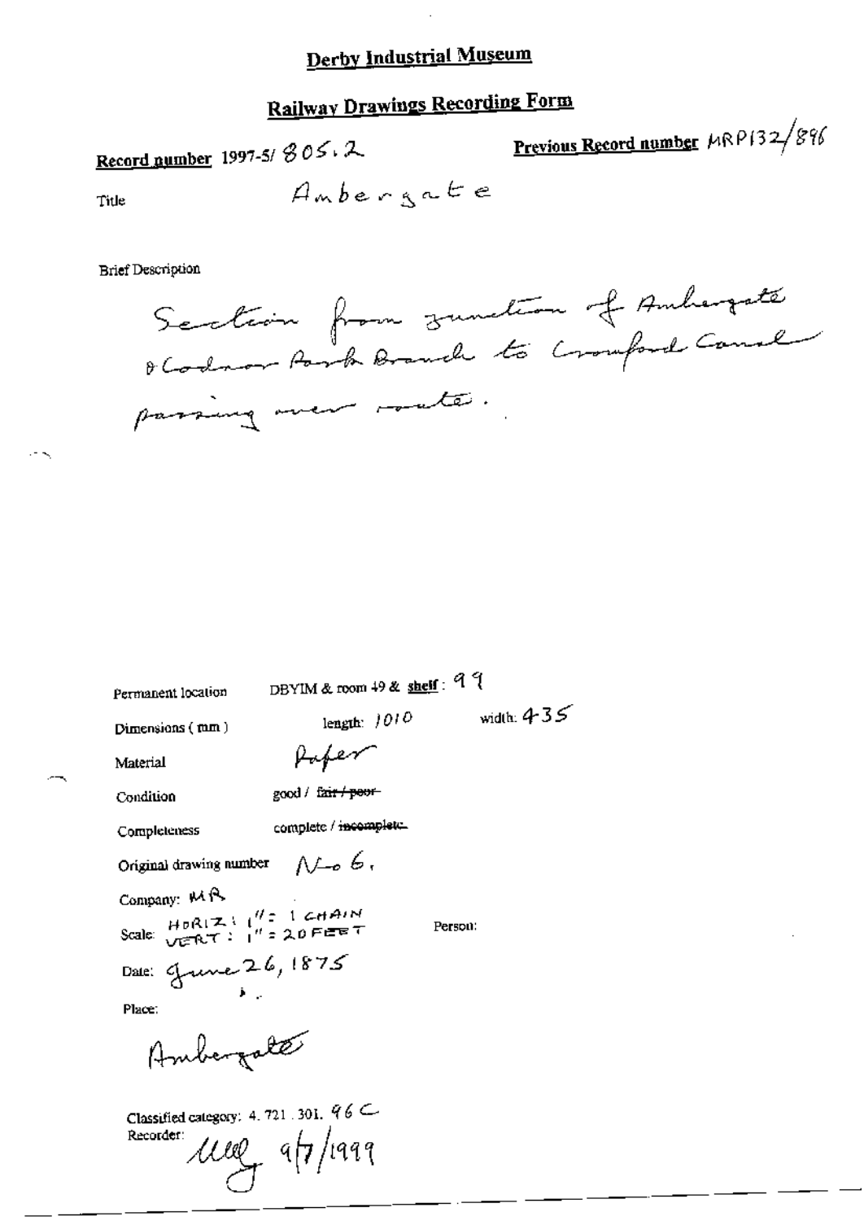# Derby Industrial Museum

## Railway Drawings Recording Form

**Record number** 1997-5/ 805.2

**Previous Record number** MRP132/896

Title Ambergate

Brief Description

Section from junction of Ambergate & Codnor Park Branch to Cromford Canal passing over route.

Permanent location DBYIM & room 49 & **shelf**: 99

Dimensions (mm) length: 1010 width: 435

Material Paper

Condition good / ~~fair / poor~~

Completeness complete / ~~incomplete~~

Original drawing number No 6.

Company: MR

Scale: HORIZ: 1" = 1 CHAIN  VERT: 1" = 20 FEET

Person:

Date: June 26, 1875

Place:

Ambergate

Classified category: 4.721.301. 96 C

Recorder: [signature] 9/7/1999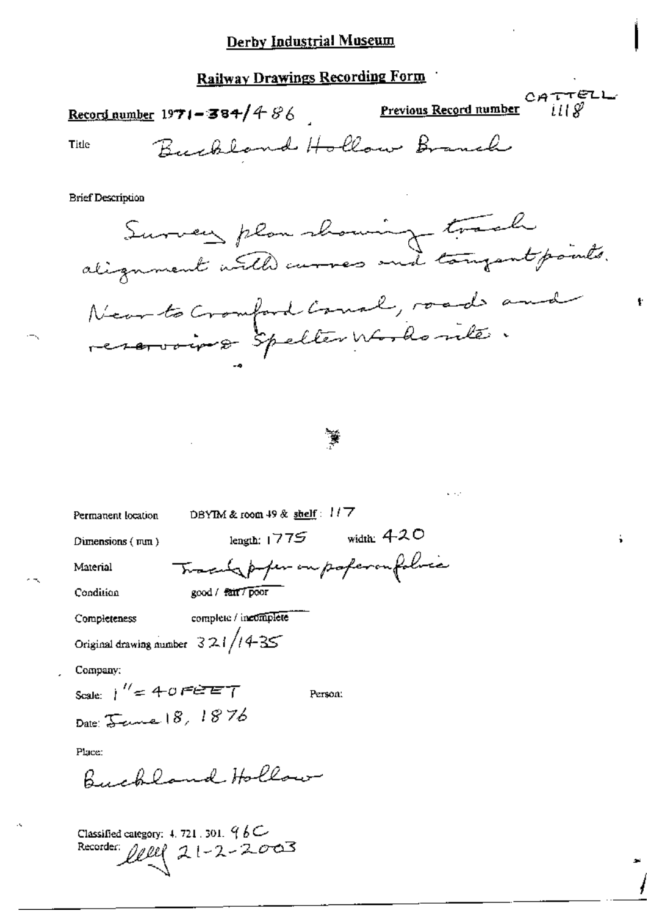# Derby Industrial Museum

## Railway Drawings Recording Form

**Record number** 1971-384/486 **Previous Record number** CATTELL 1118

Title Buckland Hollow Branch

Brief Description

Survey plan showing track alignment with curves and tangent points. Near to Cromford Canal, roads and reservoirs Spelter Works site.

Permanent location DBYIM & room 49 & shelf: 117

Dimensions (mm) length: 1775 width: 420

Material Tracing paper on paper on fabric

Condition good / ~~fair~~ / poor

Completeness complete / ~~incomplete~~

Original drawing number 321/1435

Company:

Scale: 1" = 40 FEET Person:

Date: June 18, 1876

Place:

Buckland Hollow

Classified category: 4. 721. 301. 96C

Recorder: [signature] 21-2-2003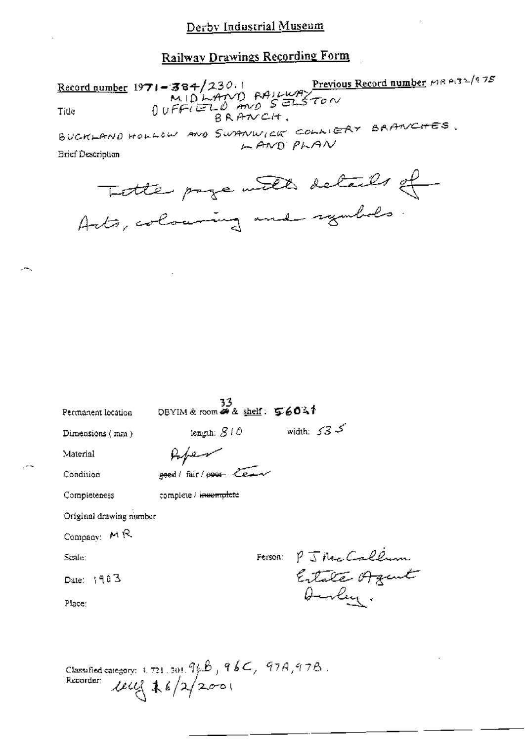Derby Industrial Museum

## Railway Drawings Recording Form

**Record number** 1971-384/230.1 **Previous Record number** MR P132/975

Title MIDLAND RAILWAY DUFFIELD AND SELSTON BRANCH. BUCKLAND HOLLOW AND SWANWICK COLLIERY BRANCHES. LAND PLAN

Brief Description

Title page with details of Acts, colouring and symbols.

Permanent location DBYIM & room 33 & shelf: 5603f

Dimensions (mm) length: 810 width: 535

Material Paper

Condition ~~good~~ / fair / ~~poor~~ Tear

Completeness complete / ~~incomplete~~

Original drawing number

Company: MR

Scale:

Date: 1903

Place:

Person: P J McCallum Estate Agent Derby.

Classified category: 1.721.301.96B, 96C, 97A, 97B.

Recorder: uug 16/2/2001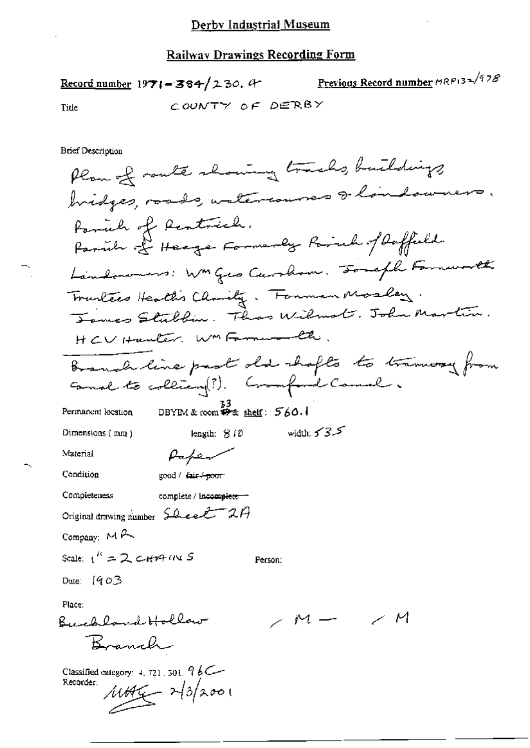# Derby Industrial Museum

## Railway Drawings Recording Form

**Record number** 1971-384/230.4 **Previous Record number** MRP132/978

Title COUNTY OF DERBY

Brief Description

Plan of route showing tracks, buildings, bridges, roads, watercourses & landowners.
Parish of Pentrich.
Parish of Heage Formerly Parish of Duffield.
Landowners: Wm Geo Cursham. Joseph Farnworth. Trustees Heath's Charity. Forman Mosley. James Stubbin. Thos Wilmot. John Martin. HCV Hunter. Wm Farnworth.

Branch line past old shafts to tramway from canal to colliery(?). Cromford Canal.

Permanent location DBYIM & room 33 & shelf: 560.1

Dimensions (mm) length: 810 width: 535

Material Paper

Condition good / ~~fair / poor~~

Completeness complete / ~~incomplete~~

Original drawing number Sheet 2A

Company: MR

Scale: 1" = 2 CHAINS Person:

Date: 1903

Place:
Buckland Hollow Branch /M— /M

Classified category: 4.721.301.96C
Recorder: MHG 2/3/2001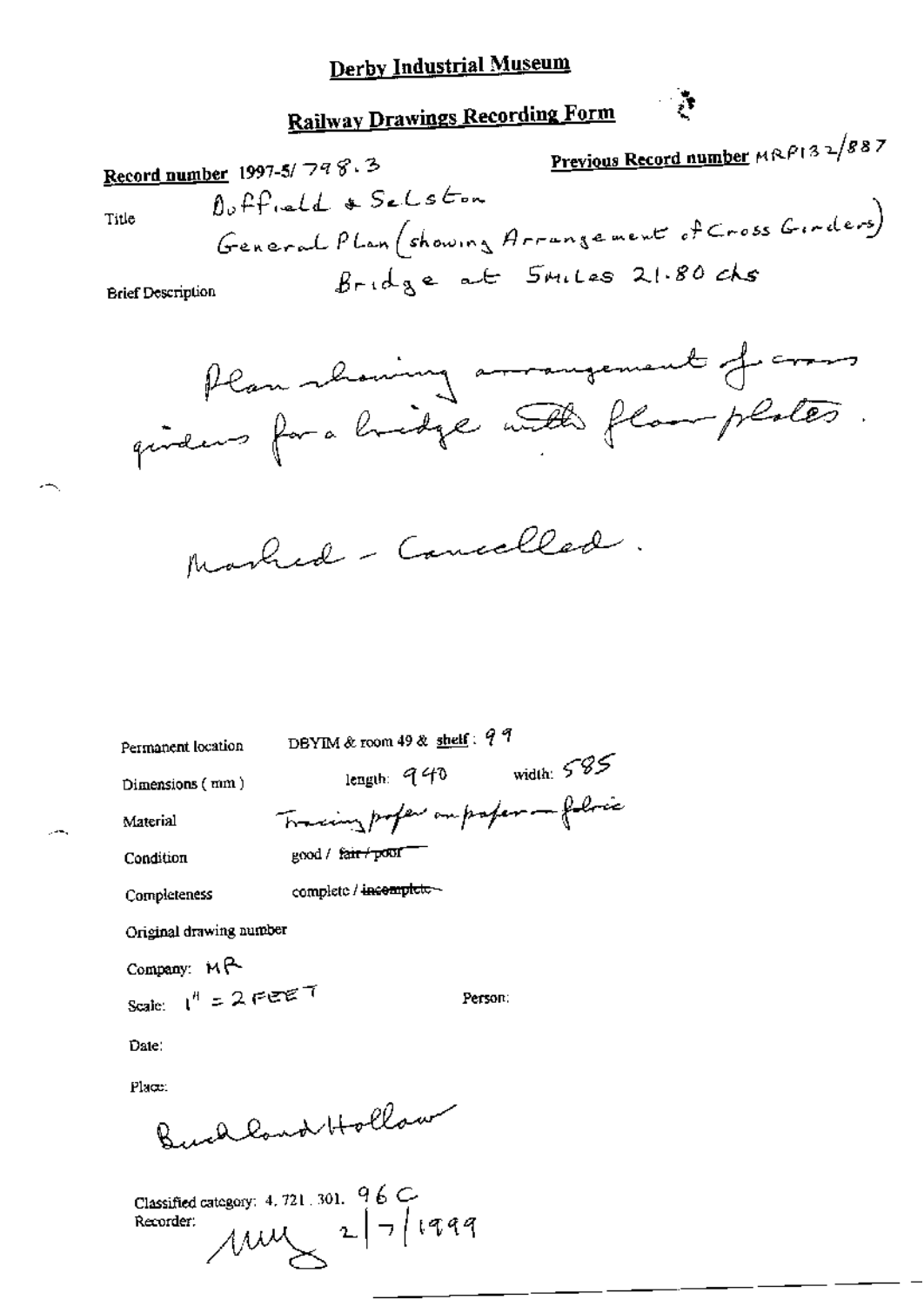# Derby Industrial Museum

## Railway Drawings Recording Form

**Record number** 1997-5/ 798.3

**Previous Record number** MRP132/887

Title: Duffield & Selston
General Plan (showing Arrangement of Cross Girders)
Bridge at 5miles 21.80 chs

Brief Description

Plan showing arrangement of cross girders for a bridge with floor plates.

Marked - Cancelled.

Permanent location: DBYIM & room 49 & **shelf**: 99

Dimensions (mm): length: 940 width: 585

Material: Tracing paper on paper - fabric

Condition: good / ~~fair / poor~~

Completeness: complete / ~~incomplete~~

Original drawing number

Company: MR

Scale: 1" = 2 FEET

Person:

Date:

Place:

Buckland Hollow

Classified category: 4. 721. 301. 96 C

Recorder: [initials] 2/7/1999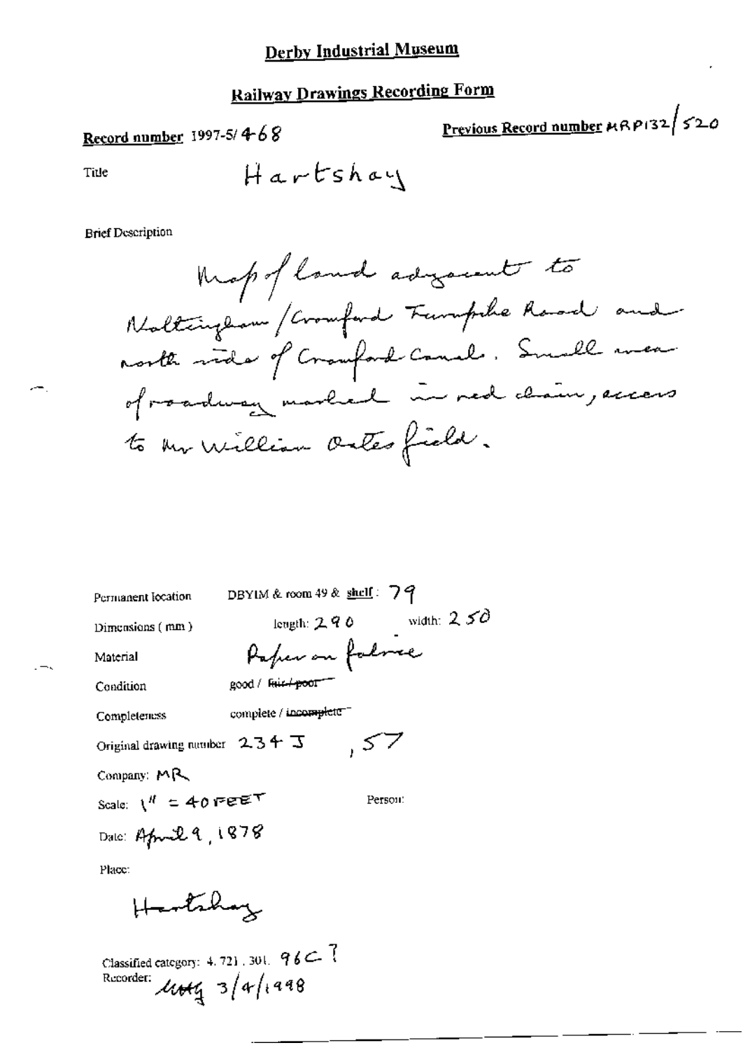# Derby Industrial Museum

## Railway Drawings Recording Form

**Record number** 1997-5/468

**Previous Record number** MRP132/520

Title Hartshay

Brief Description

Map of land adjacent to Nottingham/Cromford Turnpike Road and north side of Cromford Canal. Small area of roadway marked in red chain, access to Mr William Oates field.

Permanent location DBYIM & room 49 & shelf: 79

Dimensions (mm) length: 290 width: 250

Material Paper on fabric

Condition good / ~~fair / poor~~

Completeness complete / ~~incomplete~~

Original drawing number 234 J , 57

Company: MR

Scale: 1" = 40 FEET

Person:

Date: April 9, 1878

Place:

Hartshay

Classified category: 4.721.301. 96C ?

Recorder: ~~illegible~~ 3/4/1998